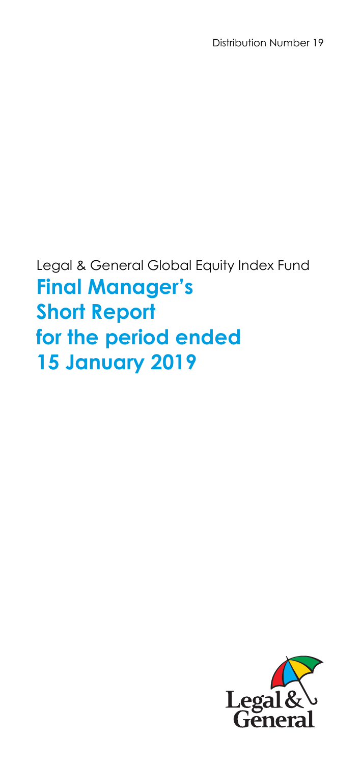Distribution Number 19

Legal & General Global Equity Index Fund

# Final Manager's Short Report for the period ended 15 January 2019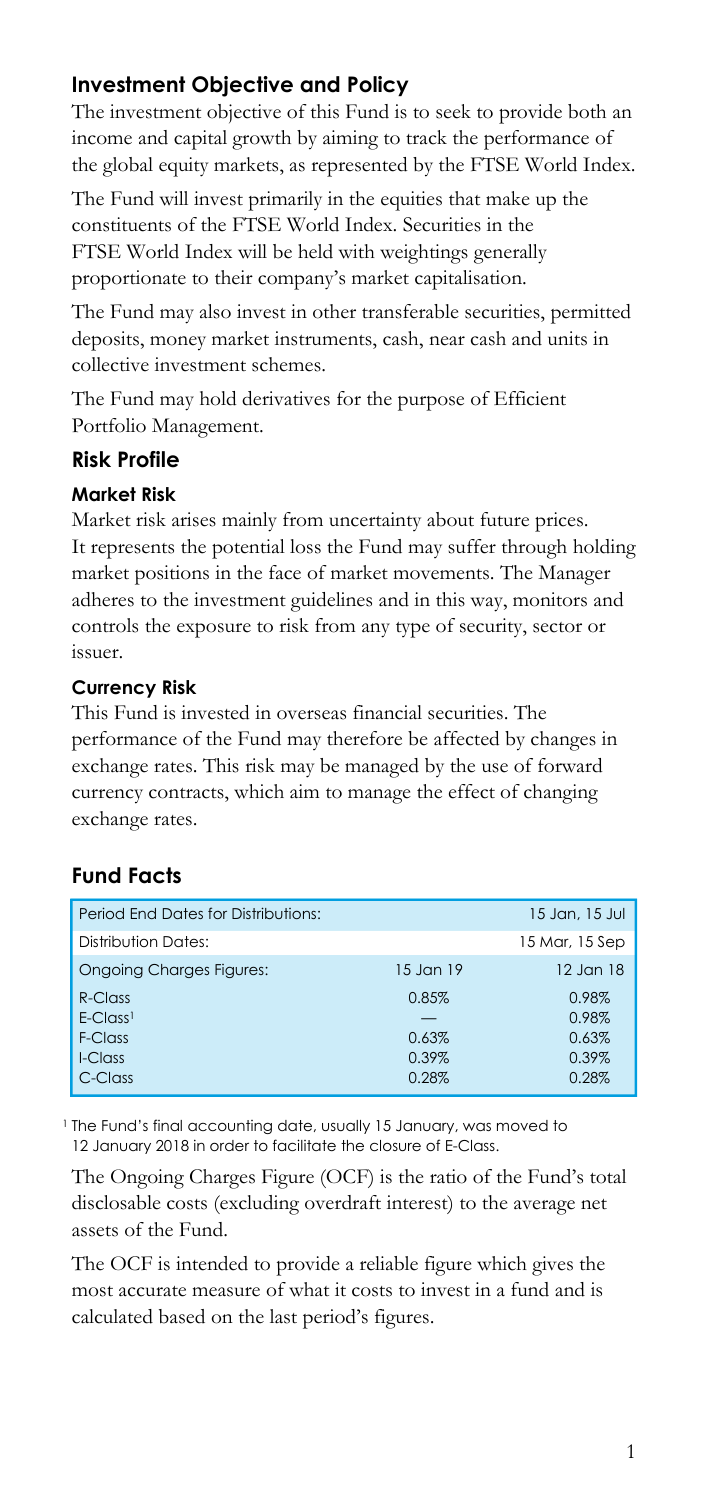## Investment Objective and Policy

The investment objective of this Fund is to seek to provide both an income and capital growth by aiming to track the performance of the global equity markets, as represented by the FTSE World Index.

The Fund will invest primarily in the equities that make up the constituents of the FTSE World Index. Securities in the FTSE World Index will be held with weightings generally proportionate to their company's market capitalisation.

The Fund may also invest in other transferable securities, permitted deposits, money market instruments, cash, near cash and units in collective investment schemes.

The Fund may hold derivatives for the purpose of Efficient Portfolio Management.

## Risk Profile

### Market Risk

Market risk arises mainly from uncertainty about future prices. It represents the potential loss the Fund may suffer through holding market positions in the face of market movements. The Manager adheres to the investment guidelines and in this way, monitors and controls the exposure to risk from any type of security, sector or issuer.

### Currency Risk

This Fund is invested in overseas financial securities. The performance of the Fund may therefore be affected by changes in exchange rates. This risk may be managed by the use of forward currency contracts, which aim to manage the effect of changing exchange rates.

## Fund Facts

| Period End Dates for Distributions: | | 15 Jan, 15 Jul |
|---|---|---|
| Distribution Dates: | | 15 Mar, 15 Sep |
| Ongoing Charges Figures: | 15 Jan 19 | 12 Jan 18 |
| R-Class | 0.85% | 0.98% |
| E-Class[1] | — | 0.98% |
| F-Class | 0.63% | 0.63% |
| I-Class | 0.39% | 0.39% |
| C-Class | 0.28% | 0.28% |

[1] The Fund's final accounting date, usually 15 January, was moved to 12 January 2018 in order to facilitate the closure of E-Class.

The Ongoing Charges Figure (OCF) is the ratio of the Fund's total disclosable costs (excluding overdraft interest) to the average net assets of the Fund.

The OCF is intended to provide a reliable figure which gives the most accurate measure of what it costs to invest in a fund and is calculated based on the last period's figures.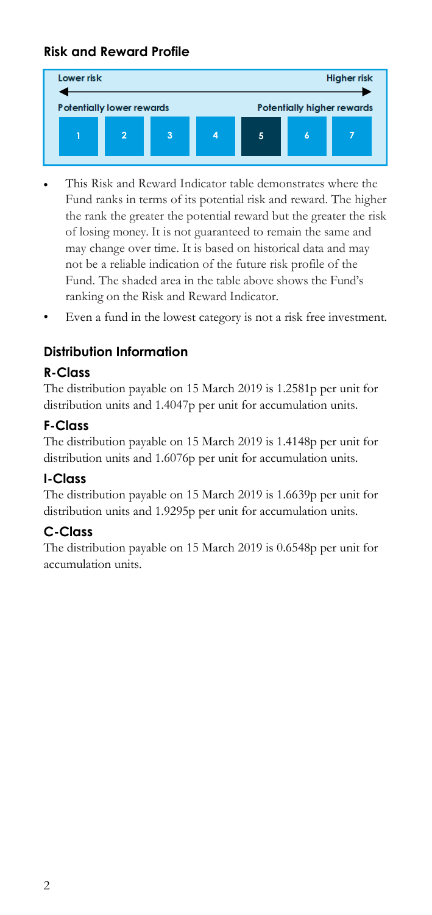## Risk and Reward Profile

| Lower risk | | | | | | Higher risk |
|---|---|---|---|---|---|---|
| Potentially lower rewards | | | | | | Potentially higher rewards |
| 1 | 2 | 3 | 4 | **5** | 6 | 7 |

- This Risk and Reward Indicator table demonstrates where the Fund ranks in terms of its potential risk and reward. The higher the rank the greater the potential reward but the greater the risk of losing money. It is not guaranteed to remain the same and may change over time. It is based on historical data and may not be a reliable indication of the future risk profile of the Fund. The shaded area in the table above shows the Fund's ranking on the Risk and Reward Indicator.
- Even a fund in the lowest category is not a risk free investment.

## Distribution Information

### R-Class

The distribution payable on 15 March 2019 is 1.2581p per unit for distribution units and 1.4047p per unit for accumulation units.

### F-Class

The distribution payable on 15 March 2019 is 1.4148p per unit for distribution units and 1.6076p per unit for accumulation units.

### I-Class

The distribution payable on 15 March 2019 is 1.6639p per unit for distribution units and 1.9295p per unit for accumulation units.

### C-Class

The distribution payable on 15 March 2019 is 0.6548p per unit for accumulation units.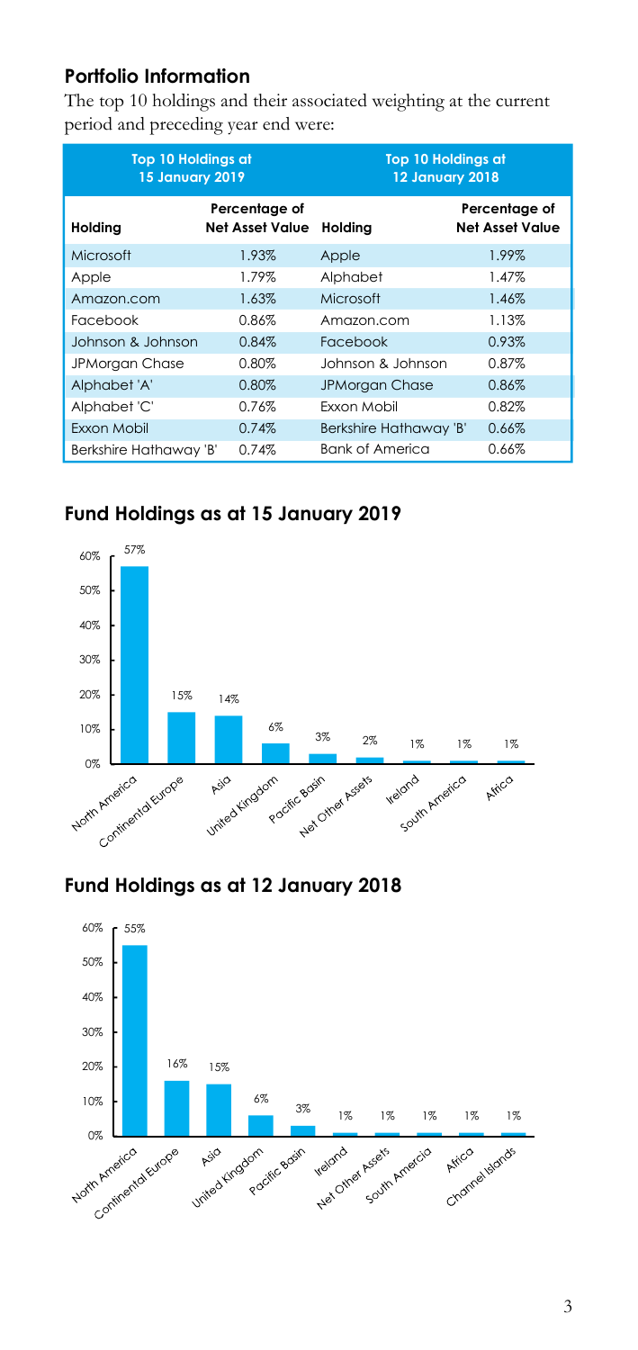## Portfolio Information

The top 10 holdings and their associated weighting at the current period and preceding year end were:

| Top 10 Holdings at 15 January 2019 | | Top 10 Holdings at 12 January 2018 | |
|---|---|---|---|
| **Holding** | **Percentage of Net Asset Value** | **Holding** | **Percentage of Net Asset Value** |
| Microsoft | 1.93% | Apple | 1.99% |
| Apple | 1.79% | Alphabet | 1.47% |
| Amazon.com | 1.63% | Microsoft | 1.46% |
| Facebook | 0.86% | Amazon.com | 1.13% |
| Johnson & Johnson | 0.84% | Facebook | 0.93% |
| JPMorgan Chase | 0.80% | Johnson & Johnson | 0.87% |
| Alphabet 'A' | 0.80% | JPMorgan Chase | 0.86% |
| Alphabet 'C' | 0.76% | Exxon Mobil | 0.82% |
| Exxon Mobil | 0.74% | Berkshire Hathaway 'B' | 0.66% |
| Berkshire Hathaway 'B' | 0.74% | Bank of America | 0.66% |

## Fund Holdings as at 15 January 2019

| Region | Percentage |
|---|---|
| North America | 57% |
| Continental Europe | 15% |
| Asia | 14% |
| United Kingdom | 6% |
| Pacific Basin | 3% |
| Net Other Assets | 2% |
| Ireland | 1% |
| South America | 1% |
| Africa | 1% |

## Fund Holdings as at 12 January 2018

| Region | Percentage |
|---|---|
| North America | 55% |
| Continental Europe | 16% |
| Asia | 15% |
| United Kingdom | 6% |
| Pacific Basin | 3% |
| Ireland | 1% |
| Net Other Assets | 1% |
| South Amercia | 1% |
| Africa | 1% |
| Channel Islands | 1% |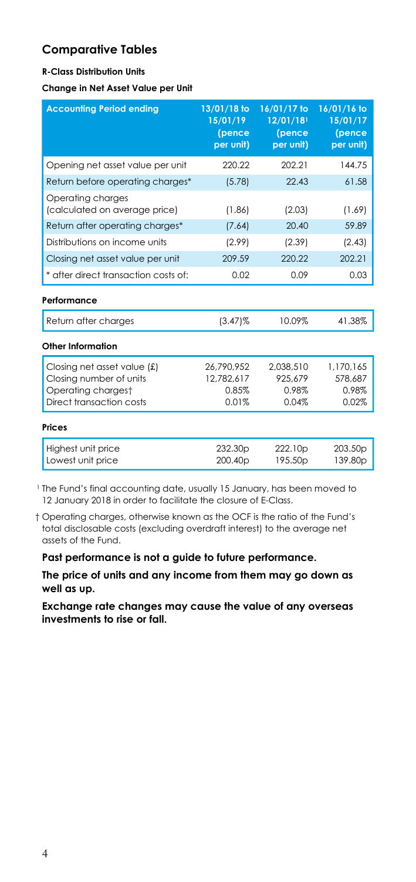## Comparative Tables

**R-Class Distribution Units**

**Change in Net Asset Value per Unit**

| Accounting Period ending | 13/01/18 to 15/01/19 (pence per unit) | 16/01/17 to 12/01/18[1] (pence per unit) | 16/01/16 to 15/01/17 (pence per unit) |
|---|---|---|---|
| Opening net asset value per unit | 220.22 | 202.21 | 144.75 |
| Return before operating charges* | (5.78) | 22.43 | 61.58 |
| Operating charges (calculated on average price) | (1.86) | (2.03) | (1.69) |
| Return after operating charges* | (7.64) | 20.40 | 59.89 |
| Distributions on income units | (2.99) | (2.39) | (2.43) |
| Closing net asset value per unit | 209.59 | 220.22 | 202.21 |
| * after direct transaction costs of: | 0.02 | 0.09 | 0.03 |
| **Performance** | | | |
| Return after charges | (3.47)% | 10.09% | 41.38% |
| **Other Information** | | | |
| Closing net asset value (£) | 26,790,952 | 2,038,510 | 1,170,165 |
| Closing number of units | 12,782,617 | 925,679 | 578,687 |
| Operating charges† | 0.85% | 0.98% | 0.98% |
| Direct transaction costs | 0.01% | 0.04% | 0.02% |
| **Prices** | | | |
| Highest unit price | 232.30p | 222.10p | 203.50p |
| Lowest unit price | 200.40p | 195.50p | 139.80p |

[1] The Fund's final accounting date, usually 15 January, has been moved to 12 January 2018 in order to facilitate the closure of E-Class.

† Operating charges, otherwise known as the OCF is the ratio of the Fund's total disclosable costs (excluding overdraft interest) to the average net assets of the Fund.

**Past performance is not a guide to future performance.**

**The price of units and any income from them may go down as well as up.**

**Exchange rate changes may cause the value of any overseas investments to rise or fall.**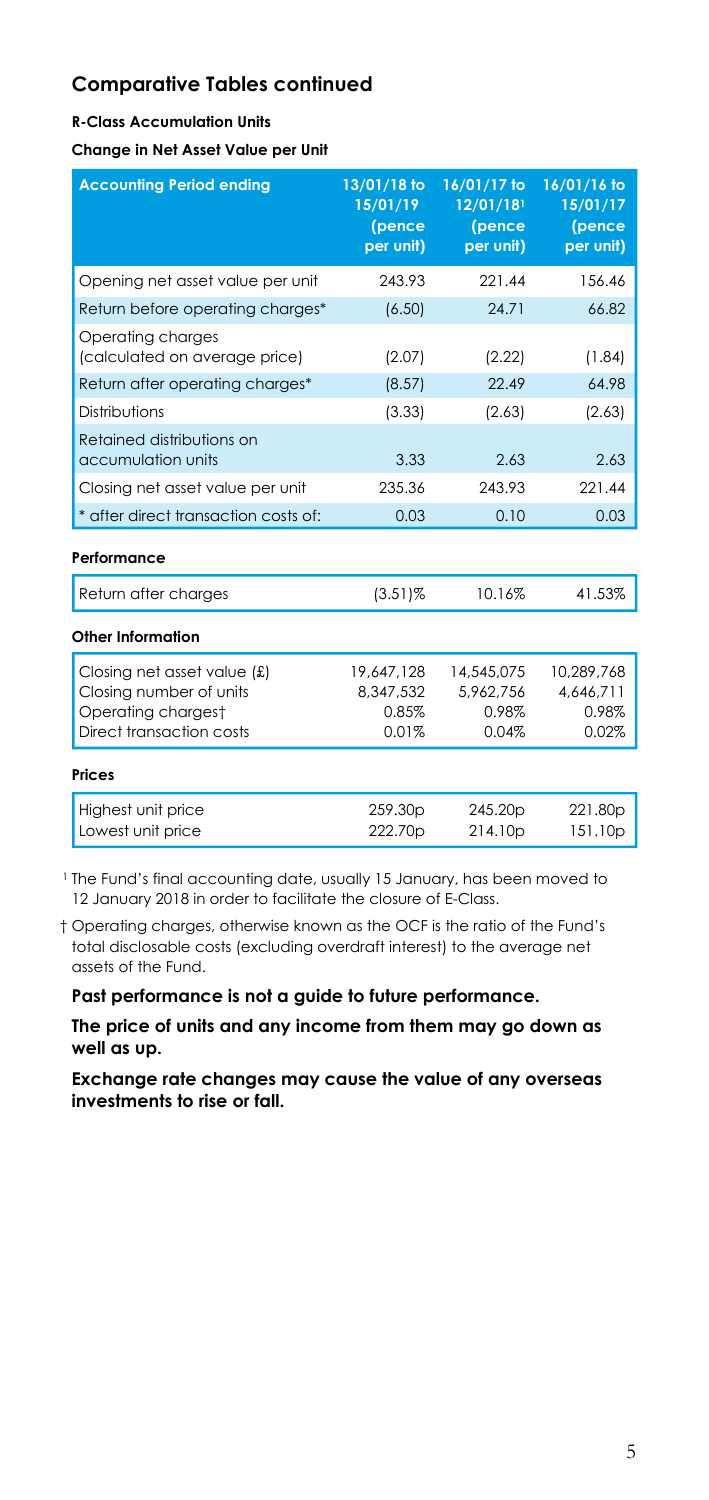## Comparative Tables continued

**R-Class Accumulation Units**

**Change in Net Asset Value per Unit**

| Accounting Period ending | 13/01/18 to 15/01/19 (pence per unit) | 16/01/17 to 12/01/18[1] (pence per unit) | 16/01/16 to 15/01/17 (pence per unit) |
|---|---|---|---|
| Opening net asset value per unit | 243.93 | 221.44 | 156.46 |
| Return before operating charges* | (6.50) | 24.71 | 66.82 |
| Operating charges (calculated on average price) | (2.07) | (2.22) | (1.84) |
| Return after operating charges* | (8.57) | 22.49 | 64.98 |
| Distributions | (3.33) | (2.63) | (2.63) |
| Retained distributions on accumulation units | 3.33 | 2.63 | 2.63 |
| Closing net asset value per unit | 235.36 | 243.93 | 221.44 |
| * after direct transaction costs of: | 0.03 | 0.10 | 0.03 |

**Performance**

| | | | |
|---|---|---|---|
| Return after charges | (3.51)% | 10.16% | 41.53% |

**Other Information**

| | | | |
|---|---|---|---|
| Closing net asset value (£) | 19,647,128 | 14,545,075 | 10,289,768 |
| Closing number of units | 8,347,532 | 5,962,756 | 4,646,711 |
| Operating charges† | 0.85% | 0.98% | 0.98% |
| Direct transaction costs | 0.01% | 0.04% | 0.02% |

**Prices**

| | | | |
|---|---|---|---|
| Highest unit price | 259.30p | 245.20p | 221.80p |
| Lowest unit price | 222.70p | 214.10p | 151.10p |

[1] The Fund's final accounting date, usually 15 January, has been moved to 12 January 2018 in order to facilitate the closure of E-Class.

† Operating charges, otherwise known as the OCF is the ratio of the Fund's total disclosable costs (excluding overdraft interest) to the average net assets of the Fund.

**Past performance is not a guide to future performance.**

**The price of units and any income from them may go down as well as up.**

**Exchange rate changes may cause the value of any overseas investments to rise or fall.**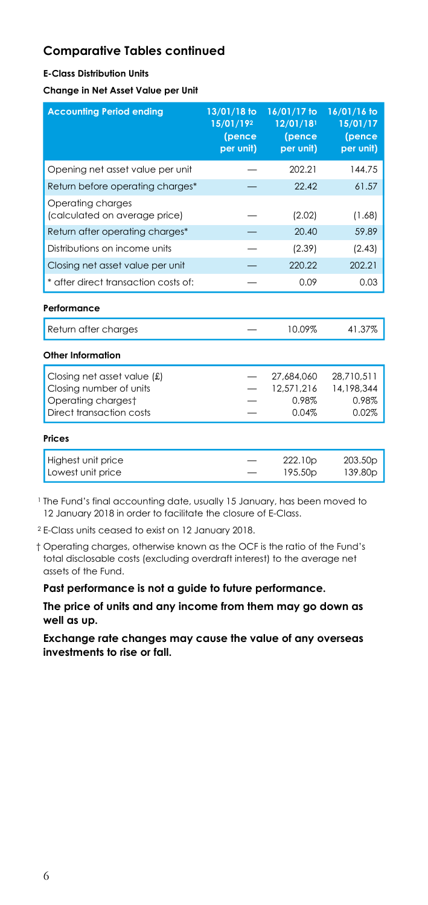## Comparative Tables continued

**E-Class Distribution Units**

**Change in Net Asset Value per Unit**

| Accounting Period ending | 13/01/18 to 15/01/19[2] (pence per unit) | 16/01/17 to 12/01/18[1] (pence per unit) | 16/01/16 to 15/01/17 (pence per unit) |
|---|---|---|---|
| Opening net asset value per unit | — | 202.21 | 144.75 |
| Return before operating charges* | — | 22.42 | 61.57 |
| Operating charges (calculated on average price) | — | (2.02) | (1.68) |
| Return after operating charges* | — | 20.40 | 59.89 |
| Distributions on income units | — | (2.39) | (2.43) |
| Closing net asset value per unit | — | 220.22 | 202.21 |
| * after direct transaction costs of: | — | 0.09 | 0.03 |

**Performance**

| | | | |
|---|---|---|---|
| Return after charges | — | 10.09% | 41.37% |

**Other Information**

| | | | |
|---|---|---|---|
| Closing net asset value (£) | — | 27,684,060 | 28,710,511 |
| Closing number of units | — | 12,571,216 | 14,198,344 |
| Operating charges† | — | 0.98% | 0.98% |
| Direct transaction costs | — | 0.04% | 0.02% |

**Prices**

| | | | |
|---|---|---|---|
| Highest unit price | — | 222.10p | 203.50p |
| Lowest unit price | — | 195.50p | 139.80p |

[1] The Fund's final accounting date, usually 15 January, has been moved to 12 January 2018 in order to facilitate the closure of E-Class.

[2] E-Class units ceased to exist on 12 January 2018.

† Operating charges, otherwise known as the OCF is the ratio of the Fund's total disclosable costs (excluding overdraft interest) to the average net assets of the Fund.

**Past performance is not a guide to future performance.**

**The price of units and any income from them may go down as well as up.**

**Exchange rate changes may cause the value of any overseas investments to rise or fall.**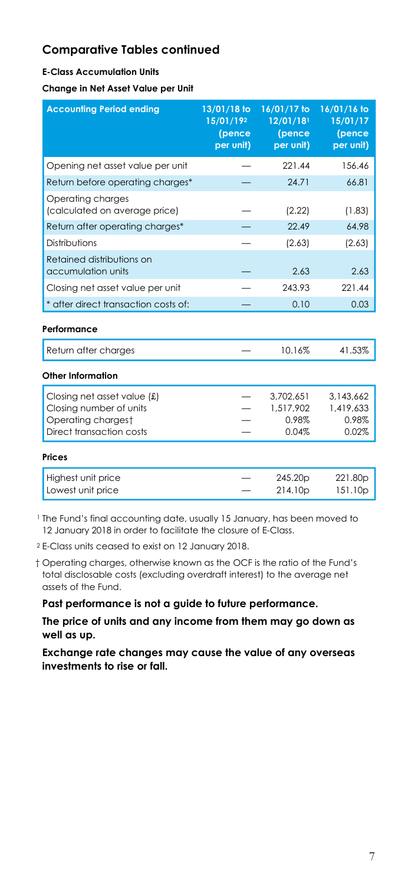## Comparative Tables continued

**E-Class Accumulation Units**

**Change in Net Asset Value per Unit**

| Accounting Period ending | 13/01/18 to 15/01/19[2] (pence per unit) | 16/01/17 to 12/01/18[1] (pence per unit) | 16/01/16 to 15/01/17 (pence per unit) |
|---|---|---|---|
| Opening net asset value per unit | — | 221.44 | 156.46 |
| Return before operating charges* | — | 24.71 | 66.81 |
| Operating charges (calculated on average price) | — | (2.22) | (1.83) |
| Return after operating charges* | — | 22.49 | 64.98 |
| Distributions | — | (2.63) | (2.63) |
| Retained distributions on accumulation units | — | 2.63 | 2.63 |
| Closing net asset value per unit | — | 243.93 | 221.44 |
| * after direct transaction costs of: | — | 0.10 | 0.03 |

**Performance**

| | | | |
|---|---|---|---|
| Return after charges | — | 10.16% | 41.53% |

**Other Information**

| | | | |
|---|---|---|---|
| Closing net asset value (£) | — | 3,702,651 | 3,143,662 |
| Closing number of units | — | 1,517,902 | 1,419,633 |
| Operating charges† | — | 0.98% | 0.98% |
| Direct transaction costs | — | 0.04% | 0.02% |

**Prices**

| | | | |
|---|---|---|---|
| Highest unit price | — | 245.20p | 221.80p |
| Lowest unit price | — | 214.10p | 151.10p |

[1] The Fund's final accounting date, usually 15 January, has been moved to 12 January 2018 in order to facilitate the closure of E-Class.

[2] E-Class units ceased to exist on 12 January 2018.

† Operating charges, otherwise known as the OCF is the ratio of the Fund's total disclosable costs (excluding overdraft interest) to the average net assets of the Fund.

**Past performance is not a guide to future performance.**

**The price of units and any income from them may go down as well as up.**

**Exchange rate changes may cause the value of any overseas investments to rise or fall.**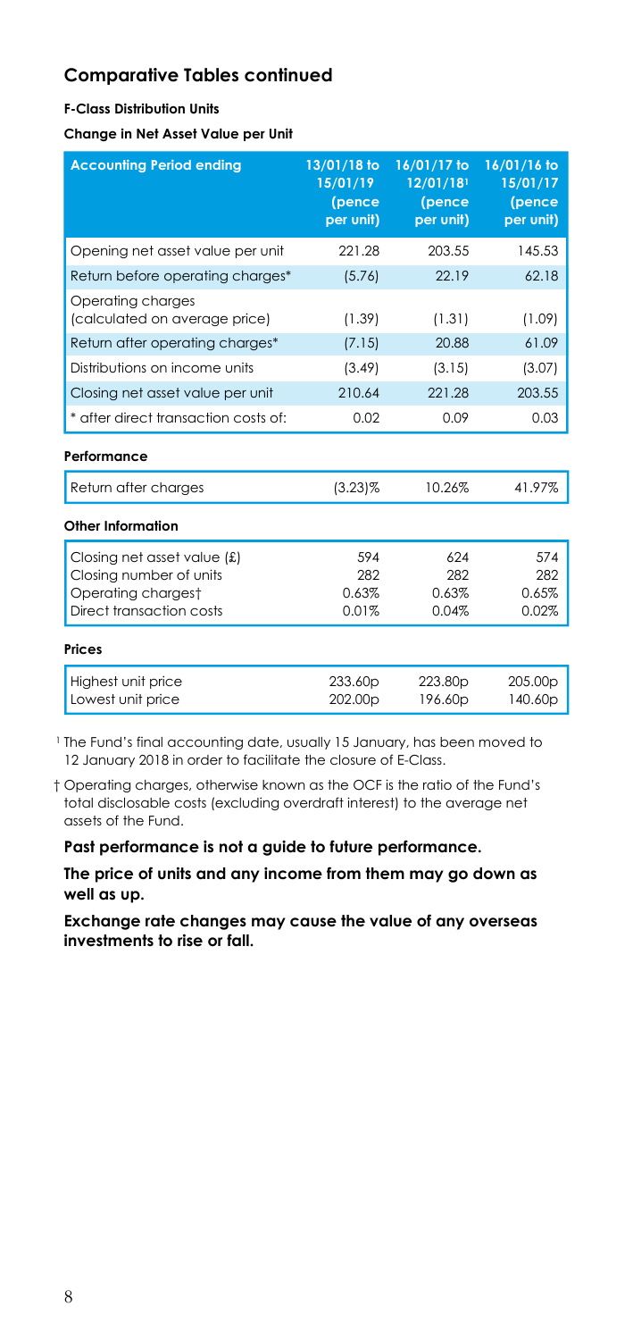## Comparative Tables continued

#### F-Class Distribution Units

#### Change in Net Asset Value per Unit

| Accounting Period ending | 13/01/18 to 15/01/19 (pence per unit) | 16/01/17 to 12/01/18[1] (pence per unit) | 16/01/16 to 15/01/17 (pence per unit) |
|---|---|---|---|
| Opening net asset value per unit | 221.28 | 203.55 | 145.53 |
| Return before operating charges* | (5.76) | 22.19 | 62.18 |
| Operating charges (calculated on average price) | (1.39) | (1.31) | (1.09) |
| Return after operating charges* | (7.15) | 20.88 | 61.09 |
| Distributions on income units | (3.49) | (3.15) | (3.07) |
| Closing net asset value per unit | 210.64 | 221.28 | 203.55 |
| * after direct transaction costs of: | 0.02 | 0.09 | 0.03 |

#### Performance

| | | | |
|---|---|---|---|
| Return after charges | (3.23)% | 10.26% | 41.97% |

#### Other Information

| | | | |
|---|---|---|---|
| Closing net asset value (£) | 594 | 624 | 574 |
| Closing number of units | 282 | 282 | 282 |
| Operating charges† | 0.63% | 0.63% | 0.65% |
| Direct transaction costs | 0.01% | 0.04% | 0.02% |

#### Prices

| | | | |
|---|---|---|---|
| Highest unit price | 233.60p | 223.80p | 205.00p |
| Lowest unit price | 202.00p | 196.60p | 140.60p |

[1] The Fund's final accounting date, usually 15 January, has been moved to 12 January 2018 in order to facilitate the closure of E-Class.

† Operating charges, otherwise known as the OCF is the ratio of the Fund's total disclosable costs (excluding overdraft interest) to the average net assets of the Fund.

**Past performance is not a guide to future performance.**

**The price of units and any income from them may go down as well as up.**

**Exchange rate changes may cause the value of any overseas investments to rise or fall.**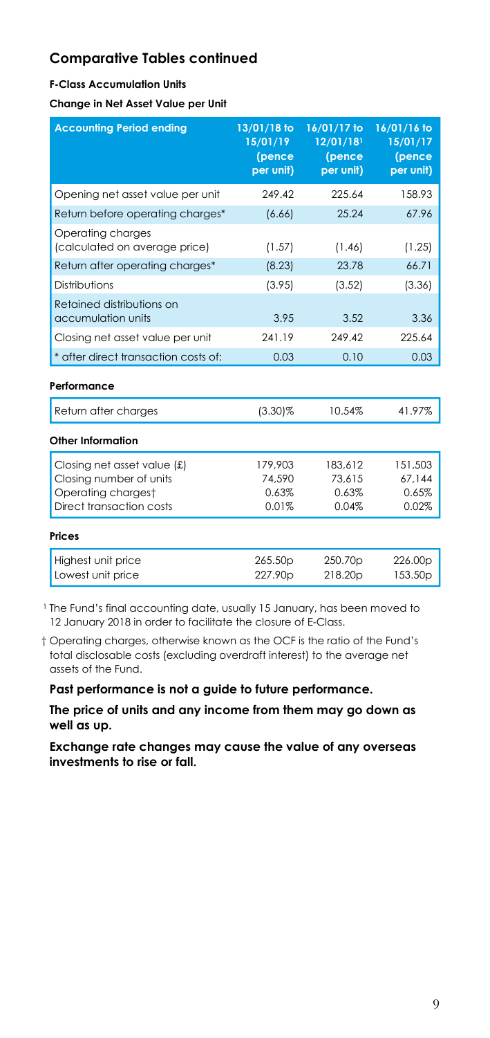## Comparative Tables continued

**F-Class Accumulation Units**

**Change in Net Asset Value per Unit**

| Accounting Period ending | 13/01/18 to 15/01/19 (pence per unit) | 16/01/17 to 12/01/18[1] (pence per unit) | 16/01/16 to 15/01/17 (pence per unit) |
|---|---|---|---|
| Opening net asset value per unit | 249.42 | 225.64 | 158.93 |
| Return before operating charges* | (6.66) | 25.24 | 67.96 |
| Operating charges (calculated on average price) | (1.57) | (1.46) | (1.25) |
| Return after operating charges* | (8.23) | 23.78 | 66.71 |
| Distributions | (3.95) | (3.52) | (3.36) |
| Retained distributions on accumulation units | 3.95 | 3.52 | 3.36 |
| Closing net asset value per unit | 241.19 | 249.42 | 225.64 |
| * after direct transaction costs of: | 0.03 | 0.10 | 0.03 |

**Performance**

| | | | |
|---|---|---|---|
| Return after charges | (3.30)% | 10.54% | 41.97% |

**Other Information**

| | | | |
|---|---|---|---|
| Closing net asset value (£) | 179,903 | 183,612 | 151,503 |
| Closing number of units | 74,590 | 73,615 | 67,144 |
| Operating charges† | 0.63% | 0.63% | 0.65% |
| Direct transaction costs | 0.01% | 0.04% | 0.02% |

**Prices**

| | | | |
|---|---|---|---|
| Highest unit price | 265.50p | 250.70p | 226.00p |
| Lowest unit price | 227.90p | 218.20p | 153.50p |

[1] The Fund's final accounting date, usually 15 January, has been moved to 12 January 2018 in order to facilitate the closure of E-Class.

† Operating charges, otherwise known as the OCF is the ratio of the Fund's total disclosable costs (excluding overdraft interest) to the average net assets of the Fund.

**Past performance is not a guide to future performance.**

**The price of units and any income from them may go down as well as up.**

**Exchange rate changes may cause the value of any overseas investments to rise or fall.**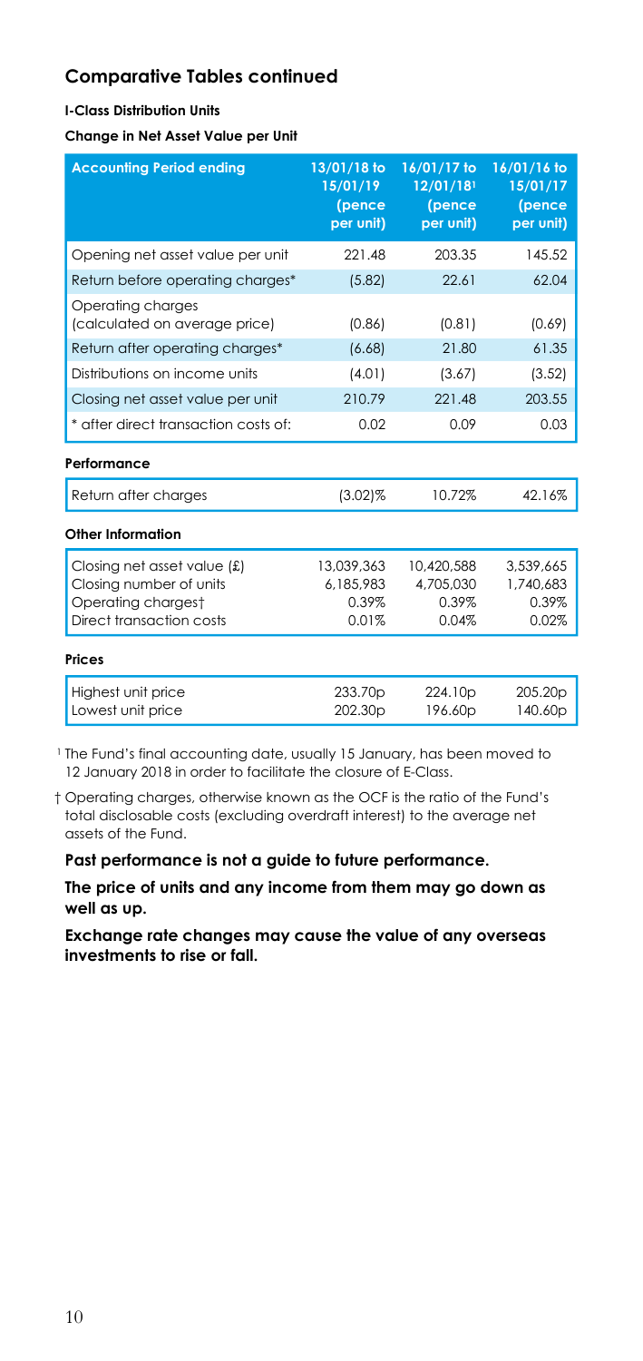## Comparative Tables continued

### I-Class Distribution Units

#### Change in Net Asset Value per Unit

| Accounting Period ending | 13/01/18 to 15/01/19 (pence per unit) | 16/01/17 to 12/01/18[1] (pence per unit) | 16/01/16 to 15/01/17 (pence per unit) |
|---|---|---|---|
| Opening net asset value per unit | 221.48 | 203.35 | 145.52 |
| Return before operating charges* | (5.82) | 22.61 | 62.04 |
| Operating charges (calculated on average price) | (0.86) | (0.81) | (0.69) |
| Return after operating charges* | (6.68) | 21.80 | 61.35 |
| Distributions on income units | (4.01) | (3.67) | (3.52) |
| Closing net asset value per unit | 210.79 | 221.48 | 203.55 |
| * after direct transaction costs of: | 0.02 | 0.09 | 0.03 |

**Performance**

| | | | |
|---|---|---|---|
| Return after charges | (3.02)% | 10.72% | 42.16% |

**Other Information**

| | | | |
|---|---|---|---|
| Closing net asset value (£) | 13,039,363 | 10,420,588 | 3,539,665 |
| Closing number of units | 6,185,983 | 4,705,030 | 1,740,683 |
| Operating charges† | 0.39% | 0.39% | 0.39% |
| Direct transaction costs | 0.01% | 0.04% | 0.02% |

**Prices**

| | | | |
|---|---|---|---|
| Highest unit price | 233.70p | 224.10p | 205.20p |
| Lowest unit price | 202.30p | 196.60p | 140.60p |

[1] The Fund's final accounting date, usually 15 January, has been moved to 12 January 2018 in order to facilitate the closure of E-Class.

† Operating charges, otherwise known as the OCF is the ratio of the Fund's total disclosable costs (excluding overdraft interest) to the average net assets of the Fund.

**Past performance is not a guide to future performance.**

**The price of units and any income from them may go down as well as up.**

**Exchange rate changes may cause the value of any overseas investments to rise or fall.**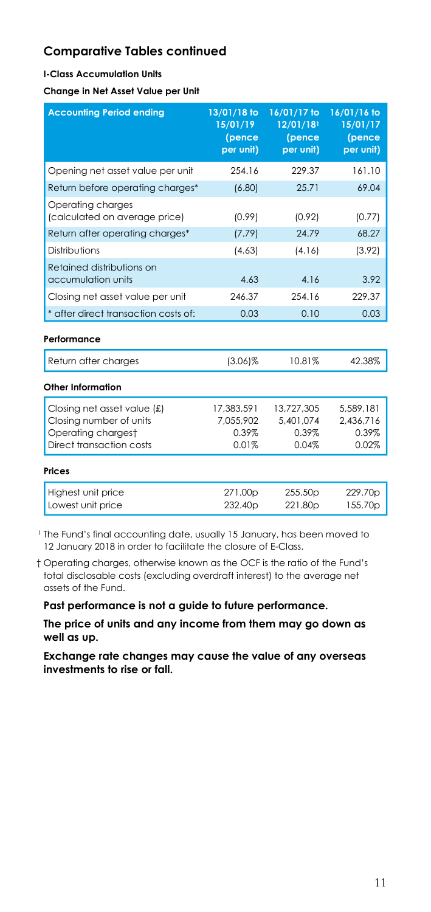## Comparative Tables continued

**I-Class Accumulation Units**

**Change in Net Asset Value per Unit**

| Accounting Period ending | 13/01/18 to 15/01/19 (pence per unit) | 16/01/17 to 12/01/18[1] (pence per unit) | 16/01/16 to 15/01/17 (pence per unit) |
|---|---|---|---|
| Opening net asset value per unit | 254.16 | 229.37 | 161.10 |
| Return before operating charges* | (6.80) | 25.71 | 69.04 |
| Operating charges (calculated on average price) | (0.99) | (0.92) | (0.77) |
| Return after operating charges* | (7.79) | 24.79 | 68.27 |
| Distributions | (4.63) | (4.16) | (3.92) |
| Retained distributions on accumulation units | 4.63 | 4.16 | 3.92 |
| Closing net asset value per unit | 246.37 | 254.16 | 229.37 |
| * after direct transaction costs of: | 0.03 | 0.10 | 0.03 |

**Performance**

| | | | |
|---|---|---|---|
| Return after charges | (3.06)% | 10.81% | 42.38% |

**Other Information**

| | | | |
|---|---|---|---|
| Closing net asset value (£) | 17,383,591 | 13,727,305 | 5,589,181 |
| Closing number of units | 7,055,902 | 5,401,074 | 2,436,716 |
| Operating charges† | 0.39% | 0.39% | 0.39% |
| Direct transaction costs | 0.01% | 0.04% | 0.02% |

**Prices**

| | | | |
|---|---|---|---|
| Highest unit price | 271.00p | 255.50p | 229.70p |
| Lowest unit price | 232.40p | 221.80p | 155.70p |

[1] The Fund's final accounting date, usually 15 January, has been moved to 12 January 2018 in order to facilitate the closure of E-Class.

† Operating charges, otherwise known as the OCF is the ratio of the Fund's total disclosable costs (excluding overdraft interest) to the average net assets of the Fund.

**Past performance is not a guide to future performance.**

**The price of units and any income from them may go down as well as up.**

**Exchange rate changes may cause the value of any overseas investments to rise or fall.**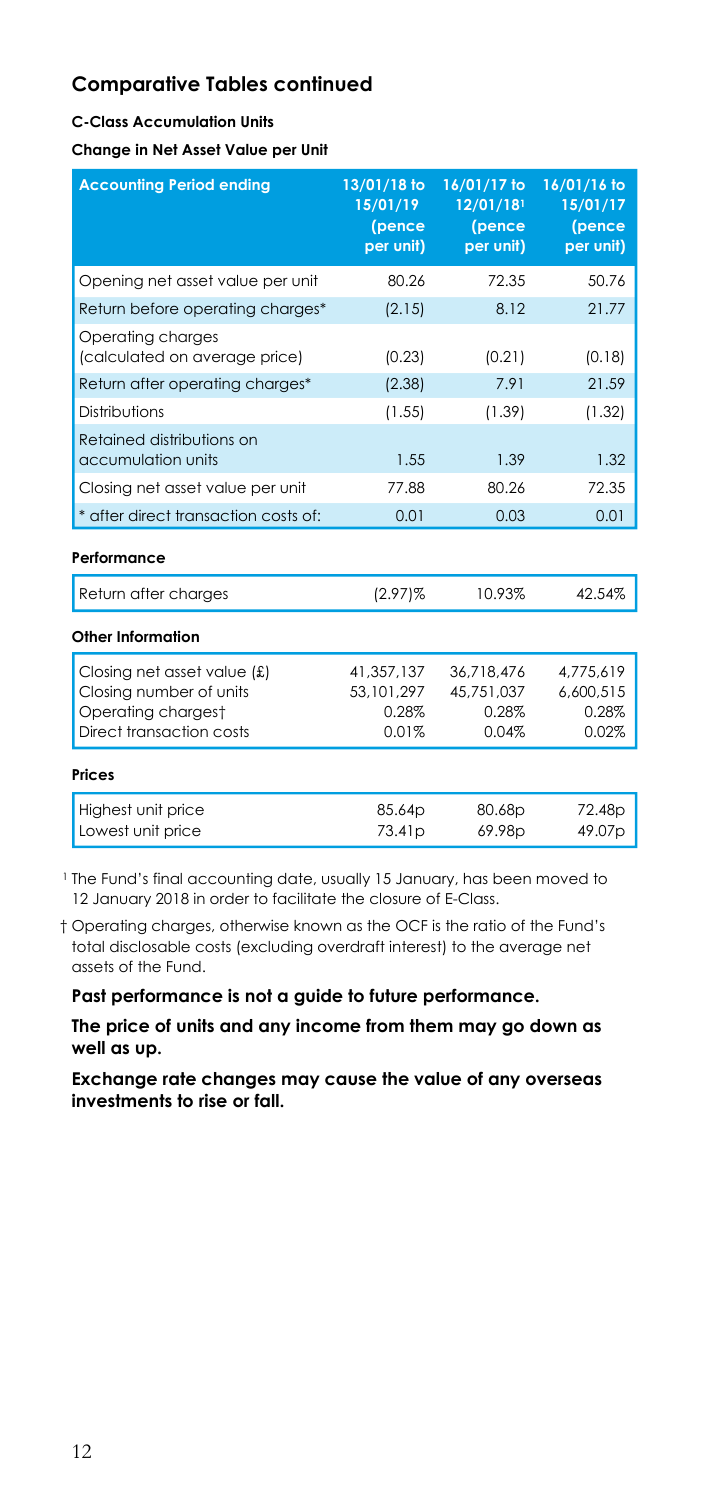## Comparative Tables continued

**C-Class Accumulation Units**

**Change in Net Asset Value per Unit**

| Accounting Period ending | 13/01/18 to 15/01/19 (pence per unit) | 16/01/17 to 12/01/18[1] (pence per unit) | 16/01/16 to 15/01/17 (pence per unit) |
|---|---|---|---|
| Opening net asset value per unit | 80.26 | 72.35 | 50.76 |
| Return before operating charges* | (2.15) | 8.12 | 21.77 |
| Operating charges (calculated on average price) | (0.23) | (0.21) | (0.18) |
| Return after operating charges* | (2.38) | 7.91 | 21.59 |
| Distributions | (1.55) | (1.39) | (1.32) |
| Retained distributions on accumulation units | 1.55 | 1.39 | 1.32 |
| Closing net asset value per unit | 77.88 | 80.26 | 72.35 |
| * after direct transaction costs of: | 0.01 | 0.03 | 0.01 |

**Performance**

| | | | |
|---|---|---|---|
| Return after charges | (2.97)% | 10.93% | 42.54% |

**Other Information**

| | | | |
|---|---|---|---|
| Closing net asset value (£) | 41,357,137 | 36,718,476 | 4,775,619 |
| Closing number of units | 53,101,297 | 45,751,037 | 6,600,515 |
| Operating charges† | 0.28% | 0.28% | 0.28% |
| Direct transaction costs | 0.01% | 0.04% | 0.02% |

**Prices**

| | | | |
|---|---|---|---|
| Highest unit price | 85.64p | 80.68p | 72.48p |
| Lowest unit price | 73.41p | 69.98p | 49.07p |

[1] The Fund's final accounting date, usually 15 January, has been moved to 12 January 2018 in order to facilitate the closure of E-Class.

† Operating charges, otherwise known as the OCF is the ratio of the Fund's total disclosable costs (excluding overdraft interest) to the average net assets of the Fund.

**Past performance is not a guide to future performance.**

**The price of units and any income from them may go down as well as up.**

**Exchange rate changes may cause the value of any overseas investments to rise or fall.**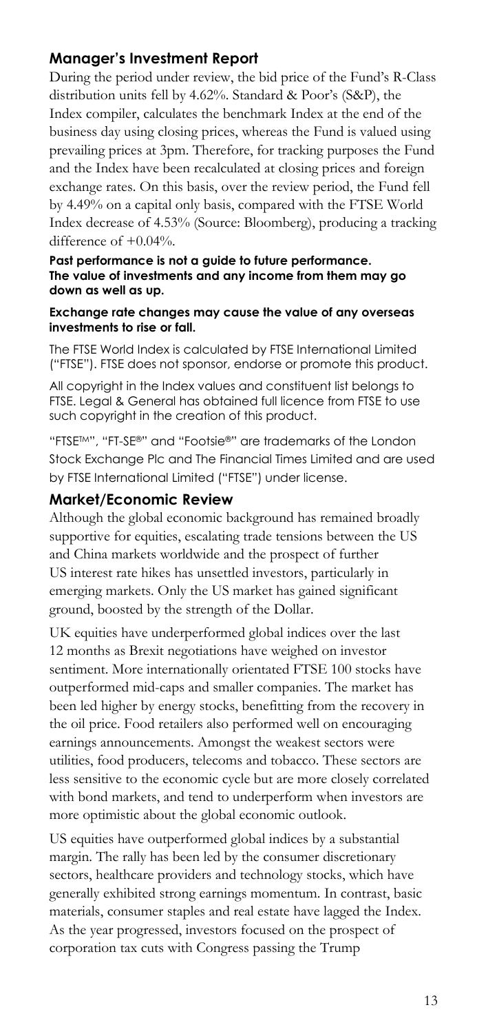## Manager's Investment Report

During the period under review, the bid price of the Fund's R-Class distribution units fell by 4.62%. Standard & Poor's (S&P), the Index compiler, calculates the benchmark Index at the end of the business day using closing prices, whereas the Fund is valued using prevailing prices at 3pm. Therefore, for tracking purposes the Fund and the Index have been recalculated at closing prices and foreign exchange rates. On this basis, over the review period, the Fund fell by 4.49% on a capital only basis, compared with the FTSE World Index decrease of 4.53% (Source: Bloomberg), producing a tracking difference of +0.04%.

**Past performance is not a guide to future performance. The value of investments and any income from them may go down as well as up.**

**Exchange rate changes may cause the value of any overseas investments to rise or fall.**

The FTSE World Index is calculated by FTSE International Limited ("FTSE"). FTSE does not sponsor, endorse or promote this product.

All copyright in the Index values and constituent list belongs to FTSE. Legal & General has obtained full licence from FTSE to use such copyright in the creation of this product.

"FTSE™", "FT-SE®" and "Footsie®" are trademarks of the London Stock Exchange Plc and The Financial Times Limited and are used by FTSE International Limited ("FTSE") under license.

## Market/Economic Review

Although the global economic background has remained broadly supportive for equities, escalating trade tensions between the US and China markets worldwide and the prospect of further US interest rate hikes has unsettled investors, particularly in emerging markets. Only the US market has gained significant ground, boosted by the strength of the Dollar.

UK equities have underperformed global indices over the last 12 months as Brexit negotiations have weighed on investor sentiment. More internationally orientated FTSE 100 stocks have outperformed mid-caps and smaller companies. The market has been led higher by energy stocks, benefitting from the recovery in the oil price. Food retailers also performed well on encouraging earnings announcements. Amongst the weakest sectors were utilities, food producers, telecoms and tobacco. These sectors are less sensitive to the economic cycle but are more closely correlated with bond markets, and tend to underperform when investors are more optimistic about the global economic outlook.

US equities have outperformed global indices by a substantial margin. The rally has been led by the consumer discretionary sectors, healthcare providers and technology stocks, which have generally exhibited strong earnings momentum. In contrast, basic materials, consumer staples and real estate have lagged the Index. As the year progressed, investors focused on the prospect of corporation tax cuts with Congress passing the Trump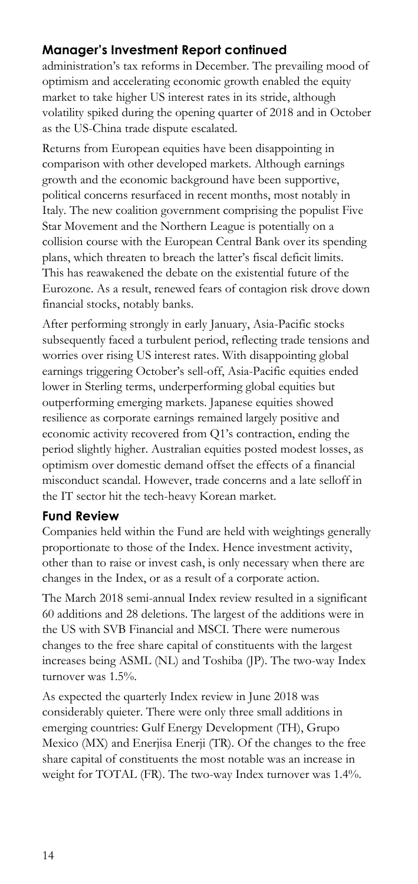## Manager's Investment Report continued

administration's tax reforms in December. The prevailing mood of optimism and accelerating economic growth enabled the equity market to take higher US interest rates in its stride, although volatility spiked during the opening quarter of 2018 and in October as the US-China trade dispute escalated.

Returns from European equities have been disappointing in comparison with other developed markets. Although earnings growth and the economic background have been supportive, political concerns resurfaced in recent months, most notably in Italy. The new coalition government comprising the populist Five Star Movement and the Northern League is potentially on a collision course with the European Central Bank over its spending plans, which threaten to breach the latter's fiscal deficit limits. This has reawakened the debate on the existential future of the Eurozone. As a result, renewed fears of contagion risk drove down financial stocks, notably banks.

After performing strongly in early January, Asia-Pacific stocks subsequently faced a turbulent period, reflecting trade tensions and worries over rising US interest rates. With disappointing global earnings triggering October's sell-off, Asia-Pacific equities ended lower in Sterling terms, underperforming global equities but outperforming emerging markets. Japanese equities showed resilience as corporate earnings remained largely positive and economic activity recovered from Q1's contraction, ending the period slightly higher. Australian equities posted modest losses, as optimism over domestic demand offset the effects of a financial misconduct scandal. However, trade concerns and a late selloff in the IT sector hit the tech-heavy Korean market.

## Fund Review

Companies held within the Fund are held with weightings generally proportionate to those of the Index. Hence investment activity, other than to raise or invest cash, is only necessary when there are changes in the Index, or as a result of a corporate action.

The March 2018 semi-annual Index review resulted in a significant 60 additions and 28 deletions. The largest of the additions were in the US with SVB Financial and MSCI. There were numerous changes to the free share capital of constituents with the largest increases being ASML (NL) and Toshiba (JP). The two-way Index turnover was 1.5%.

As expected the quarterly Index review in June 2018 was considerably quieter. There were only three small additions in emerging countries: Gulf Energy Development (TH), Grupo Mexico (MX) and Enerjisa Enerji (TR). Of the changes to the free share capital of constituents the most notable was an increase in weight for TOTAL (FR). The two-way Index turnover was 1.4%.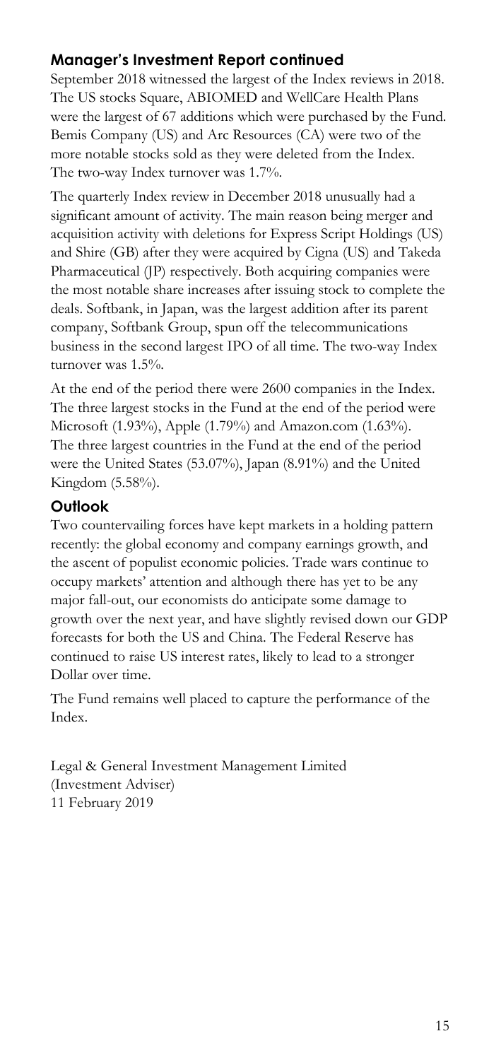## Manager's Investment Report continued

September 2018 witnessed the largest of the Index reviews in 2018. The US stocks Square, ABIOMED and WellCare Health Plans were the largest of 67 additions which were purchased by the Fund. Bemis Company (US) and Arc Resources (CA) were two of the more notable stocks sold as they were deleted from the Index. The two-way Index turnover was 1.7%.

The quarterly Index review in December 2018 unusually had a significant amount of activity. The main reason being merger and acquisition activity with deletions for Express Script Holdings (US) and Shire (GB) after they were acquired by Cigna (US) and Takeda Pharmaceutical (JP) respectively. Both acquiring companies were the most notable share increases after issuing stock to complete the deals. Softbank, in Japan, was the largest addition after its parent company, Softbank Group, spun off the telecommunications business in the second largest IPO of all time. The two-way Index turnover was 1.5%.

At the end of the period there were 2600 companies in the Index. The three largest stocks in the Fund at the end of the period were Microsoft (1.93%), Apple (1.79%) and Amazon.com (1.63%). The three largest countries in the Fund at the end of the period were the United States (53.07%), Japan (8.91%) and the United Kingdom (5.58%).

## Outlook

Two countervailing forces have kept markets in a holding pattern recently: the global economy and company earnings growth, and the ascent of populist economic policies. Trade wars continue to occupy markets' attention and although there has yet to be any major fall-out, our economists do anticipate some damage to growth over the next year, and have slightly revised down our GDP forecasts for both the US and China. The Federal Reserve has continued to raise US interest rates, likely to lead to a stronger Dollar over time.

The Fund remains well placed to capture the performance of the Index.

Legal & General Investment Management Limited
(Investment Adviser)
11 February 2019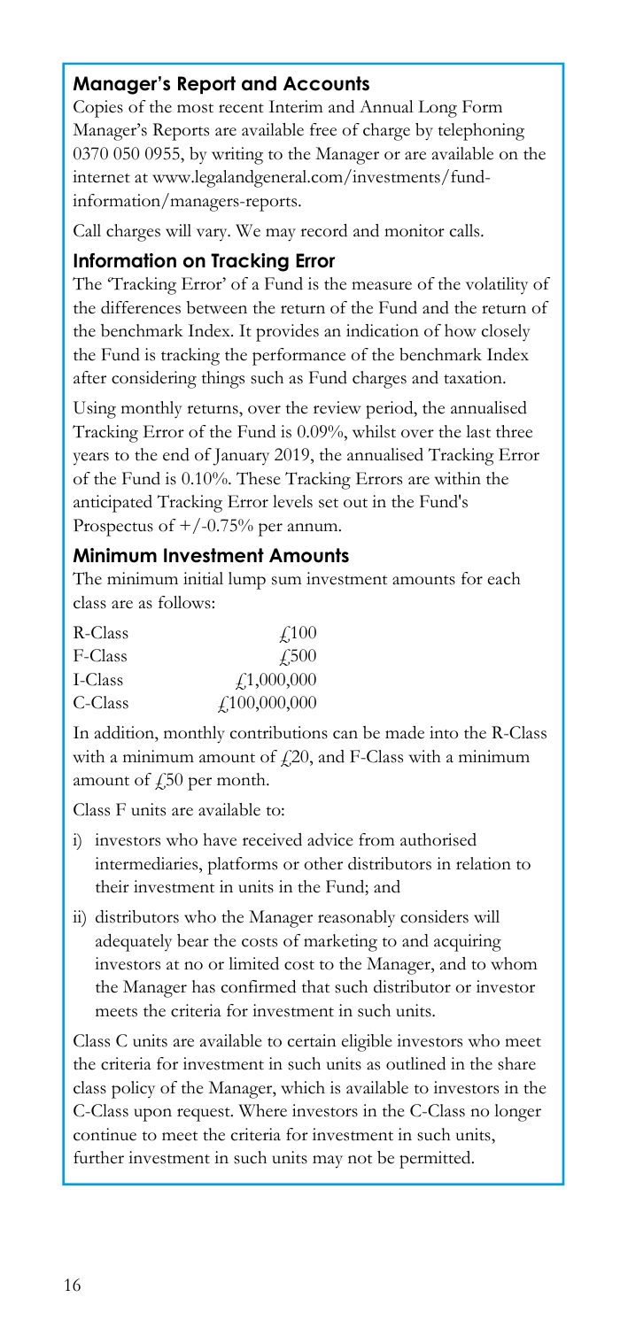## Manager's Report and Accounts

Copies of the most recent Interim and Annual Long Form Manager's Reports are available free of charge by telephoning 0370 050 0955, by writing to the Manager or are available on the internet at www.legalandgeneral.com/investments/fund-information/managers-reports.

Call charges will vary. We may record and monitor calls.

## Information on Tracking Error

The 'Tracking Error' of a Fund is the measure of the volatility of the differences between the return of the Fund and the return of the benchmark Index. It provides an indication of how closely the Fund is tracking the performance of the benchmark Index after considering things such as Fund charges and taxation.

Using monthly returns, over the review period, the annualised Tracking Error of the Fund is 0.09%, whilst over the last three years to the end of January 2019, the annualised Tracking Error of the Fund is 0.10%. These Tracking Errors are within the anticipated Tracking Error levels set out in the Fund's Prospectus of +/-0.75% per annum.

## Minimum Investment Amounts

The minimum initial lump sum investment amounts for each class are as follows:

| | |
|---|---|
| R-Class | £100 |
| F-Class | £500 |
| I-Class | £1,000,000 |
| C-Class | £100,000,000 |

In addition, monthly contributions can be made into the R-Class with a minimum amount of £20, and F-Class with a minimum amount of £50 per month.

Class F units are available to:

i) investors who have received advice from authorised intermediaries, platforms or other distributors in relation to their investment in units in the Fund; and

ii) distributors who the Manager reasonably considers will adequately bear the costs of marketing to and acquiring investors at no or limited cost to the Manager, and to whom the Manager has confirmed that such distributor or investor meets the criteria for investment in such units.

Class C units are available to certain eligible investors who meet the criteria for investment in such units as outlined in the share class policy of the Manager, which is available to investors in the C-Class upon request. Where investors in the C-Class no longer continue to meet the criteria for investment in such units, further investment in such units may not be permitted.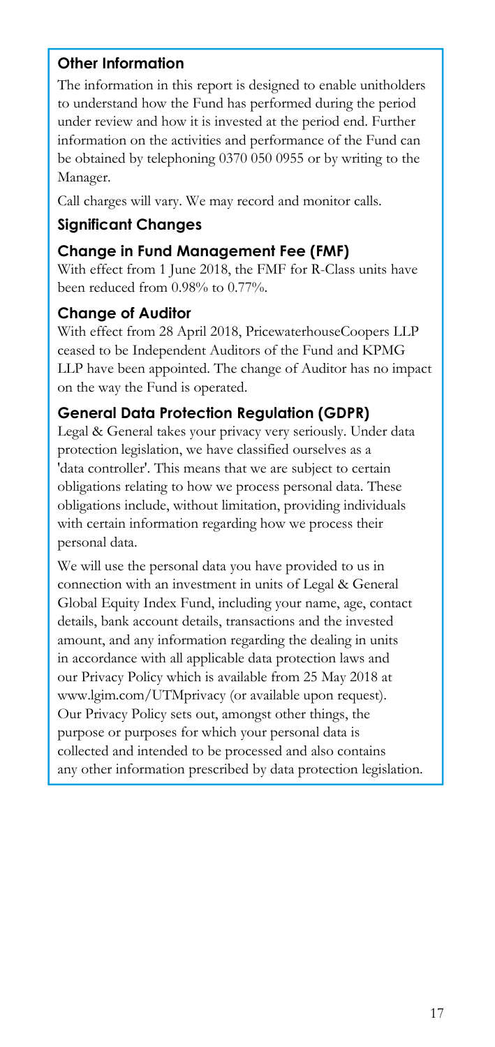## Other Information

The information in this report is designed to enable unitholders to understand how the Fund has performed during the period under review and how it is invested at the period end. Further information on the activities and performance of the Fund can be obtained by telephoning 0370 050 0955 or by writing to the Manager.

Call charges will vary. We may record and monitor calls.

## Significant Changes

### Change in Fund Management Fee (FMF)

With effect from 1 June 2018, the FMF for R-Class units have been reduced from 0.98% to 0.77%.

### Change of Auditor

With effect from 28 April 2018, PricewaterhouseCoopers LLP ceased to be Independent Auditors of the Fund and KPMG LLP have been appointed. The change of Auditor has no impact on the way the Fund is operated.

### General Data Protection Regulation (GDPR)

Legal & General takes your privacy very seriously. Under data protection legislation, we have classified ourselves as a 'data controller'. This means that we are subject to certain obligations relating to how we process personal data. These obligations include, without limitation, providing individuals with certain information regarding how we process their personal data.

We will use the personal data you have provided to us in connection with an investment in units of Legal & General Global Equity Index Fund, including your name, age, contact details, bank account details, transactions and the invested amount, and any information regarding the dealing in units in accordance with all applicable data protection laws and our Privacy Policy which is available from 25 May 2018 at www.lgim.com/UTMprivacy (or available upon request). Our Privacy Policy sets out, amongst other things, the purpose or purposes for which your personal data is collected and intended to be processed and also contains any other information prescribed by data protection legislation.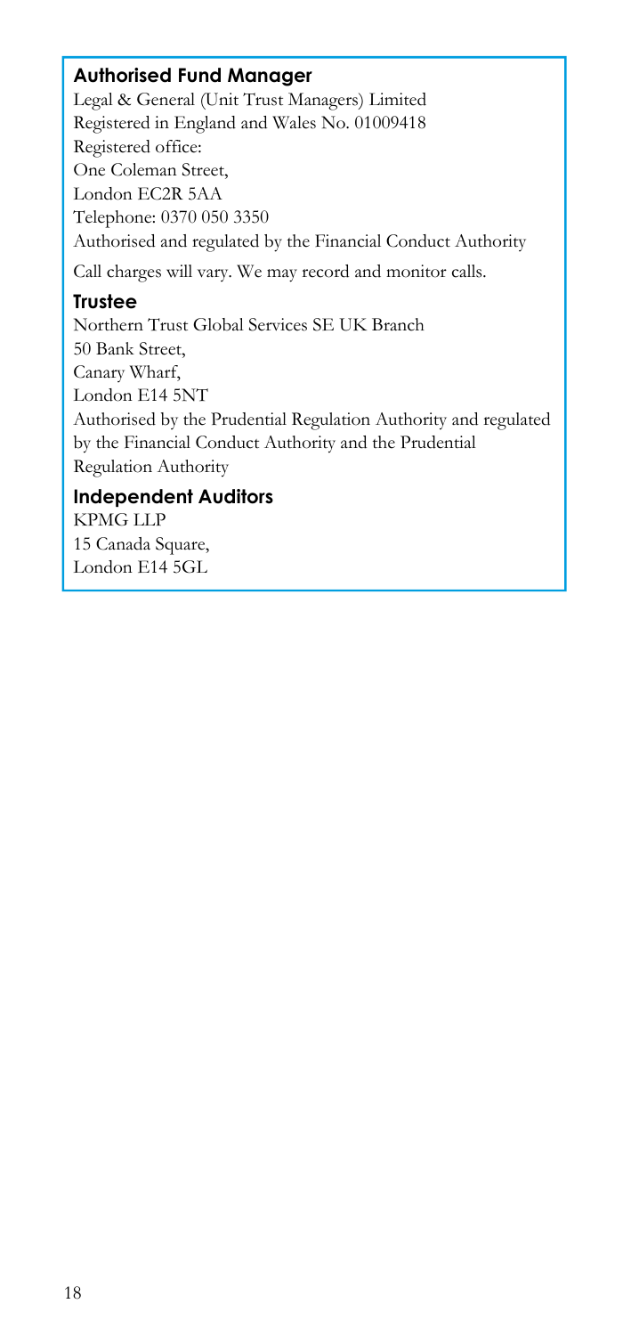## Authorised Fund Manager

Legal & General (Unit Trust Managers) Limited
Registered in England and Wales No. 01009418
Registered office:
One Coleman Street,
London EC2R 5AA
Telephone: 0370 050 3350
Authorised and regulated by the Financial Conduct Authority

Call charges will vary. We may record and monitor calls.

## Trustee

Northern Trust Global Services SE UK Branch
50 Bank Street,
Canary Wharf,
London E14 5NT
Authorised by the Prudential Regulation Authority and regulated by the Financial Conduct Authority and the Prudential Regulation Authority

## Independent Auditors

KPMG LLP
15 Canada Square,
London E14 5GL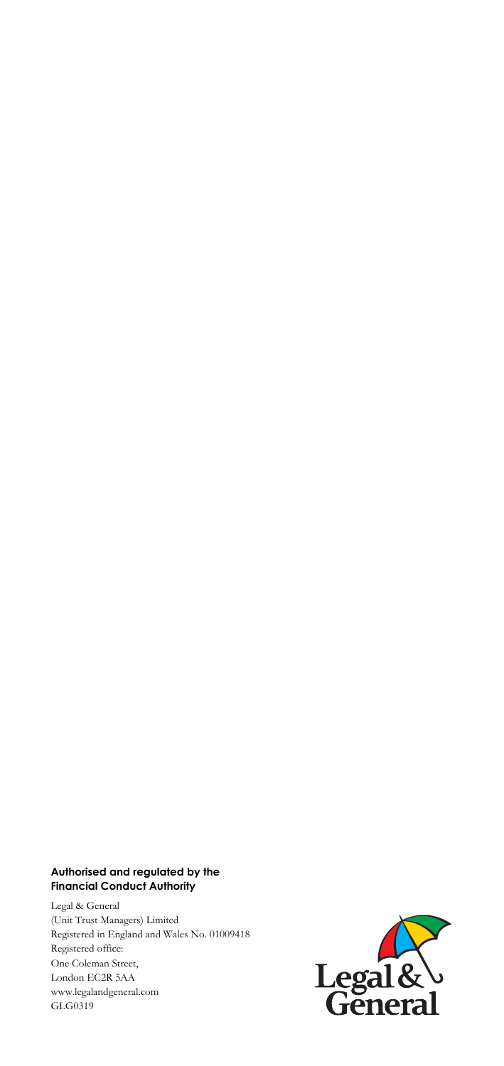**Authorised and regulated by the Financial Conduct Authority**

Legal & General
(Unit Trust Managers) Limited
Registered in England and Wales No. 01009418
Registered office:
One Coleman Street,
London EC2R 5AA
www.legalandgeneral.com
GLG0319